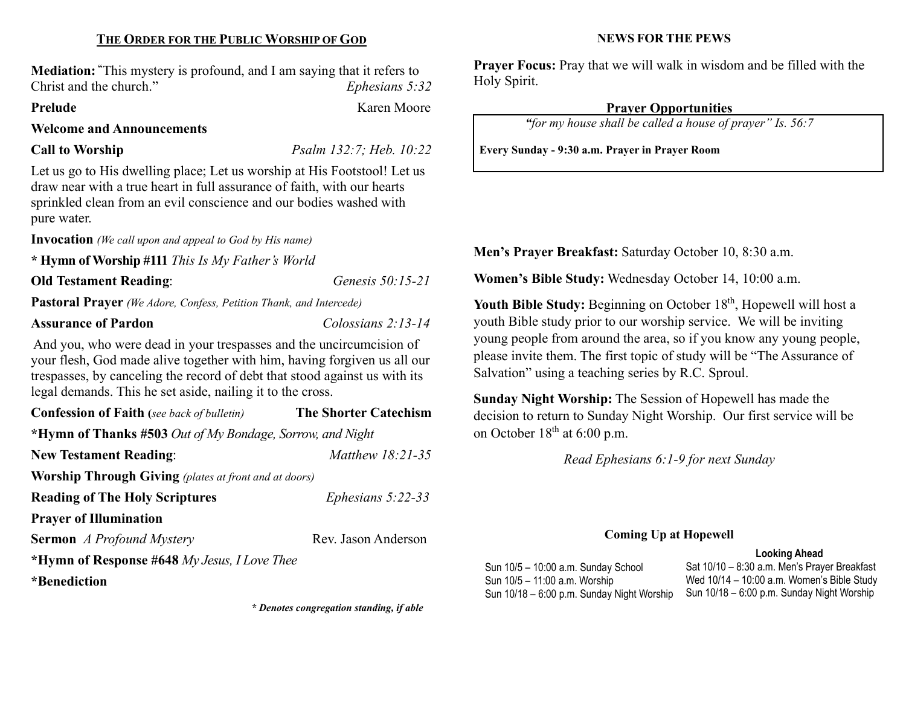## THE ORDER FOR THE PUBLIC WORSHIP OF GOD

**Mediation:** "This mystery is profound, and I am saying that it refers to Christ and the church." *Ephesians 5:32*

**Prelude** Karen Moore

**Welcome and Announcements**

**Call to Worship** *Psalm 132:7; Heb. 10:22*

Let us go to His dwelling place; Let us worship at His Footstool! Let us draw near with a true heart in full assurance of faith, with our hearts sprinkled clean from an evil conscience and our bodies washed with pure water.

**Invocation** *(We call upon and appeal to God by His name)*

**\* Hymn of Worship #111** *This Is My Father's World*

**Old Testament Reading**: *Genesis 50:15-21*

**Pastoral Prayer** *(We Adore, Confess, Petition Thank, and Intercede)*

**Assurance of Pardon** *Colossians 2:13-14*

And you, who were dead in your trespasses and the uncircumcision of your flesh, God made alive together with him, having forgiven us all our trespasses, by canceling the record of debt that stood against us with its legal demands. This he set aside, nailing it to the cross.

**Confession of Faith (***see back of bulletin***)** **The Shorter Catechism**

**\*Hymn of Thanks #503** *Out of My Bondage, Sorrow, and Night*

**New Testament Reading**: *Matthew 18:21-35*

**Worship Through Giving** *(plates at front and at doors)*

**Reading of The Holy Scriptures** *Ephesians 5:22-33*

**Prayer of Illumination**

**Sermon** *A Profound Mystery* Rev. Jason Anderson

**\*Hymn of Response #648** *My Jesus, I Love Thee*

**\*Benediction**

***\* Denotes congregation standing, if able***

## NEWS FOR THE PEWS

**Prayer Focus:** Pray that we will walk in wisdom and be filled with the Holy Spirit.

### Prayer Opportunities

*"for my house shall be called a house of prayer" Is. 56:7*

**Every Sunday - 9:30 a.m. Prayer in Prayer Room**

**Men's Prayer Breakfast:** Saturday October 10, 8:30 a.m.

**Women's Bible Study:** Wednesday October 14, 10:00 a.m.

**Youth Bible Study:** Beginning on October 18th, Hopewell will host a youth Bible study prior to our worship service. We will be inviting young people from around the area, so if you know any young people, please invite them. The first topic of study will be "The Assurance of Salvation" using a teaching series by R.C. Sproul.

**Sunday Night Worship:** The Session of Hopewell has made the decision to return to Sunday Night Worship. Our first service will be on October 18th at 6:00 p.m.

*Read Ephesians 6:1-9 for next Sunday*

### Coming Up at Hopewell

Sun 10/5 – 10:00 a.m. Sunday School
Sun 10/5 – 11:00 a.m. Worship
Sun 10/18 – 6:00 p.m. Sunday Night Worship

**Looking Ahead**

Sat 10/10 – 8:30 a.m. Men's Prayer Breakfast
Wed 10/14 – 10:00 a.m. Women's Bible Study
Sun 10/18 – 6:00 p.m. Sunday Night Worship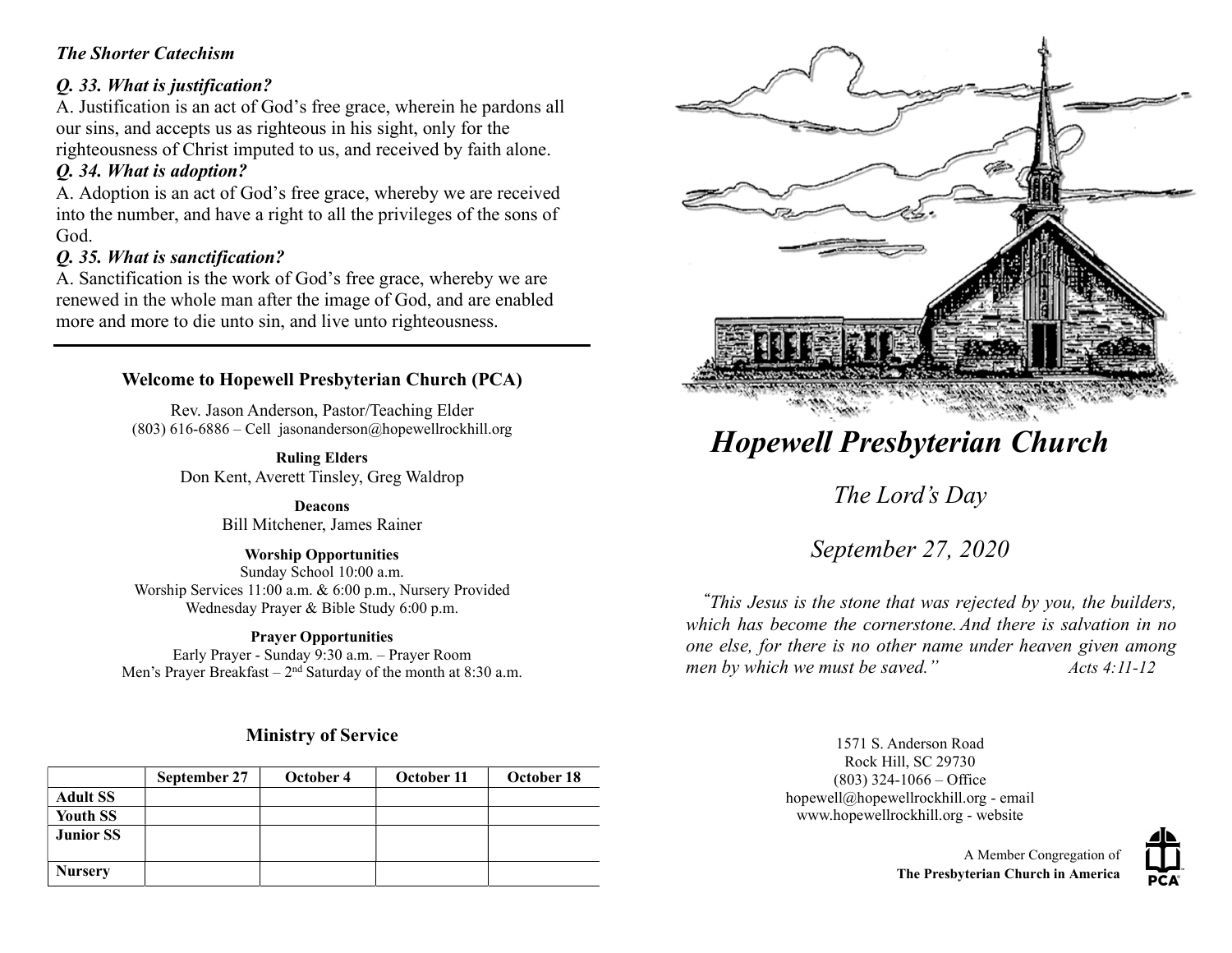*The Shorter Catechism*

***Q. 33. What is justification?***

A. Justification is an act of God's free grace, wherein he pardons all our sins, and accepts us as righteous in his sight, only for the righteousness of Christ imputed to us, and received by faith alone.

***Q. 34. What is adoption?***

A. Adoption is an act of God's free grace, whereby we are received into the number, and have a right to all the privileges of the sons of God.

***Q. 35. What is sanctification?***

A. Sanctification is the work of God's free grace, whereby we are renewed in the whole man after the image of God, and are enabled more and more to die unto sin, and live unto righteousness.

---

### Welcome to Hopewell Presbyterian Church (PCA)

Rev. Jason Anderson, Pastor/Teaching Elder
(803) 616-6886 – Cell jasonanderson@hopewellrockhill.org

**Ruling Elders**
Don Kent, Averett Tinsley, Greg Waldrop

**Deacons**
Bill Mitchener, James Rainer

**Worship Opportunities**
Sunday School 10:00 a.m.
Worship Services 11:00 a.m. & 6:00 p.m., Nursery Provided
Wednesday Prayer & Bible Study 6:00 p.m.

**Prayer Opportunities**
Early Prayer - Sunday 9:30 a.m. – Prayer Room
Men's Prayer Breakfast – 2nd Saturday of the month at 8:30 a.m.

### Ministry of Service

| | September 27 | October 4 | October 11 | October 18 |
|---|---|---|---|---|
| **Adult SS** | | | | |
| **Youth SS** | | | | |
| **Junior SS** | | | | |
| **Nursery** | | | | |

# *Hopewell Presbyterian Church*

*The Lord's Day*

*September 27, 2020*

*"This Jesus is the stone that was rejected by you, the builders, which has become the cornerstone. And there is salvation in no one else, for there is no other name under heaven given among men by which we must be saved."* *Acts 4:11-12*

1571 S. Anderson Road
Rock Hill, SC 29730
(803) 324-1066 – Office
hopewell@hopewellrockhill.org - email
www.hopewellrockhill.org - website

A Member Congregation of
**The Presbyterian Church in America**